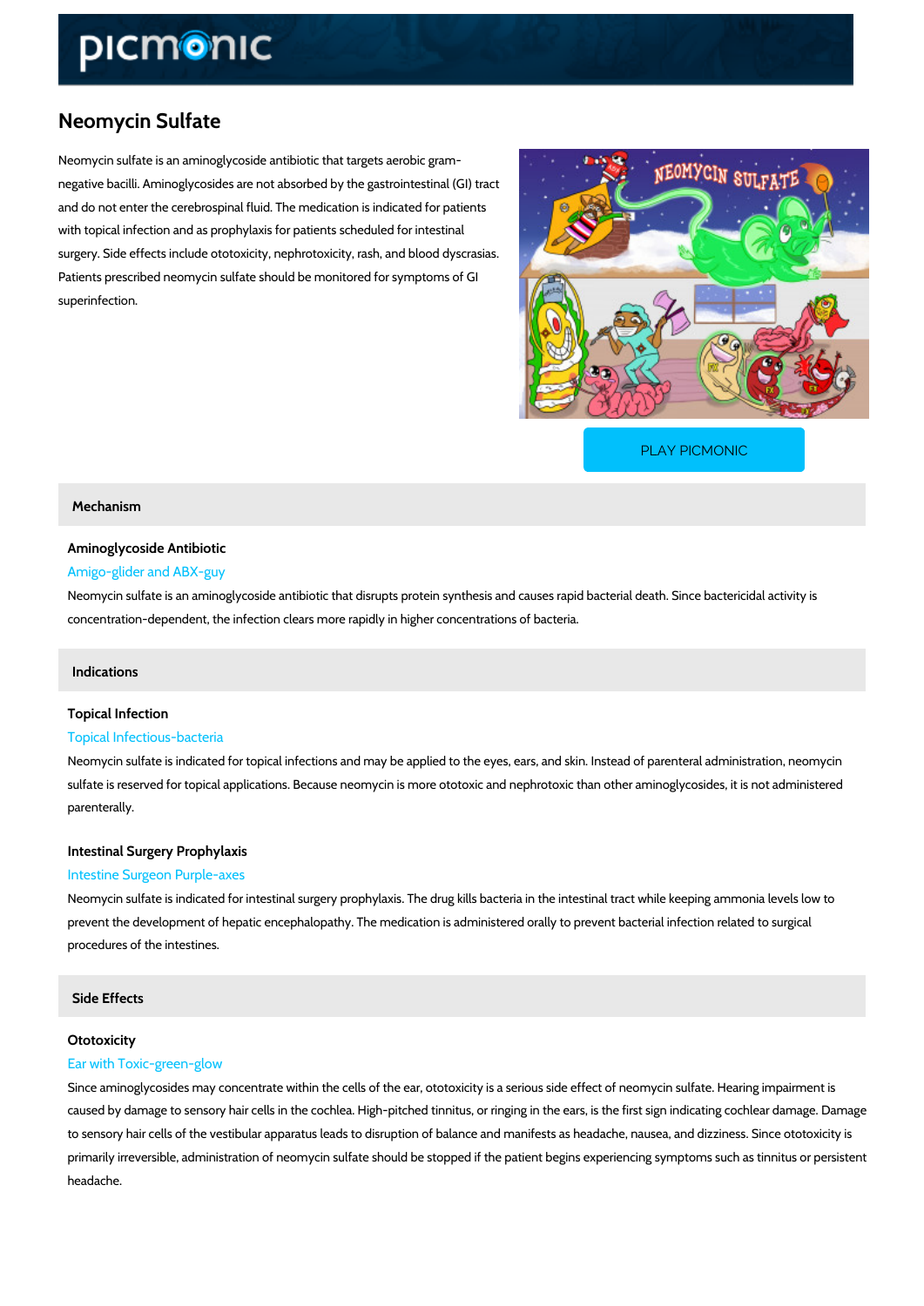# Neomycin Sulfate

Neomycin sulfate is an aminoglycoside antibiotic that targets aerobic gram-negative bacilli. Aminoglycosides are not absorbed by the gastrointestinal (GI) tract and do not enter the cerebrospinal fluid. The medication is indicated for patients with topical infection and as prophylaxis for patients scheduled for intestinal surgery. Side effects include ototoxicity, nephrotoxicity, rash, and blood dyscrasias. Patients prescribed neomycin sulfate should be monitored for symptoms of GI superinfection.

PLAY PICMONIC

## Mechanism

### Aminoglycoside Antibiotic

Amigo-glider and ABX-guy

Neomycin sulfate is an aminoglycoside antibiotic that disrupts protein synthesis and causes rapid bacterial death. Since bactericidal activity is concentration-dependent, the infection clears more rapidly in higher concentrations of bacteria.

## Indications

### Topical Infection

Topical Infectious-bacteria

Neomycin sulfate is indicated for topical infections and may be applied to the eyes, ears, and skin. Instead of parenteral administration, neomycin sulfate is reserved for topical applications. Because neomycin is more ototoxic and nephrotoxic than other aminoglycosides, it is not administered parenterally.

### Intestinal Surgery Prophylaxis

Intestine Surgeon Purple-axes

Neomycin sulfate is indicated for intestinal surgery prophylaxis. The drug kills bacteria in the intestinal tract while keeping ammonia levels low to prevent the development of hepatic encephalopathy. The medication is administered orally to prevent bacterial infection related to surgical procedures of the intestines.

## Side Effects

### Ototoxicity

Ear with Toxic-green-glow

Since aminoglycosides may concentrate within the cells of the ear, ototoxicity is a serious side effect of neomycin sulfate. Hearing impairment is caused by damage to sensory hair cells in the cochlea. High-pitched tinnitus, or ringing in the ears, is the first sign indicating cochlear damage. Damage to sensory hair cells of the vestibular apparatus leads to disruption of balance and manifests as headache, nausea, and dizziness. Since ototoxicity is primarily irreversible, administration of neomycin sulfate should be stopped if the patient begins experiencing symptoms such as tinnitus or persistent headache.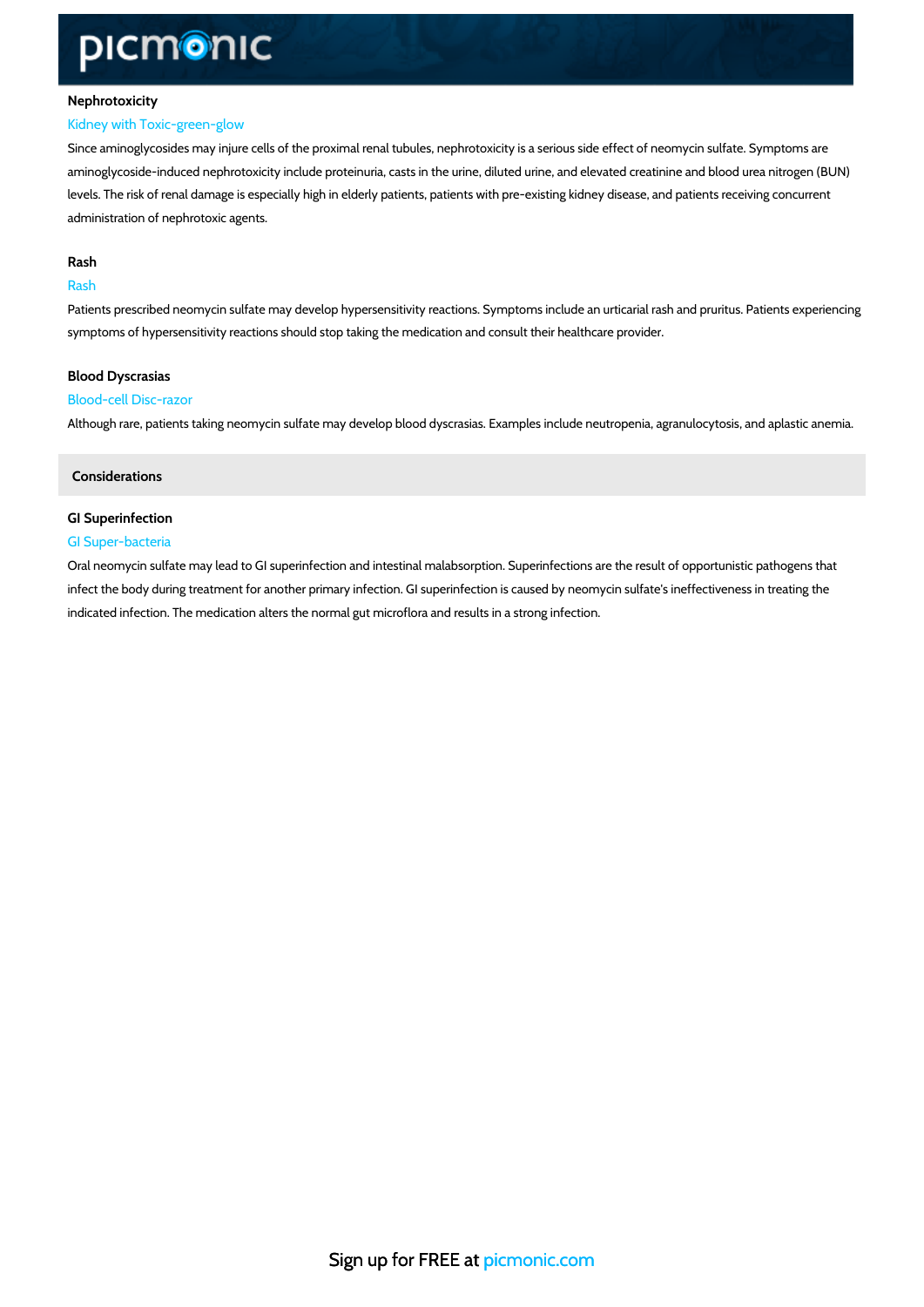### Nephrotoxicity

Kidney with Toxic-green-glow

Since aminoglycosides may injure cells of the proximal renal tubules, nephrotoxicity is a serious side effect of neomycin sulfate. Symptoms are aminoglycoside-induced nephrotoxicity include proteinuria, casts in the urine, diluted urine, and elevated creatinine and blood urea nitrogen (BUN) levels. The risk of renal damage is especially high in elderly patients, patients with pre-existing kidney disease, and patients receiving concurrent administration of nephrotoxic agents.

### Rash

Rash

Patients prescribed neomycin sulfate may develop hypersensitivity reactions. Symptoms include an urticarial rash and pruritus. Patients experiencing symptoms of hypersensitivity reactions should stop taking the medication and consult their healthcare provider.

### Blood Dyscrasias

Blood-cell Disc-razor

Although rare, patients taking neomycin sulfate may develop blood dyscrasias. Examples include neutropenia, agranulocytosis, and aplastic anemia.

## Considerations

### GI Superinfection

GI Super-bacteria

Oral neomycin sulfate may lead to GI superinfection and intestinal malabsorption. Superinfections are the result of opportunistic pathogens that infect the body during treatment for another primary infection. GI superinfection is caused by neomycin sulfate's ineffectiveness in treating the indicated infection. The medication alters the normal gut microflora and results in a strong infection.